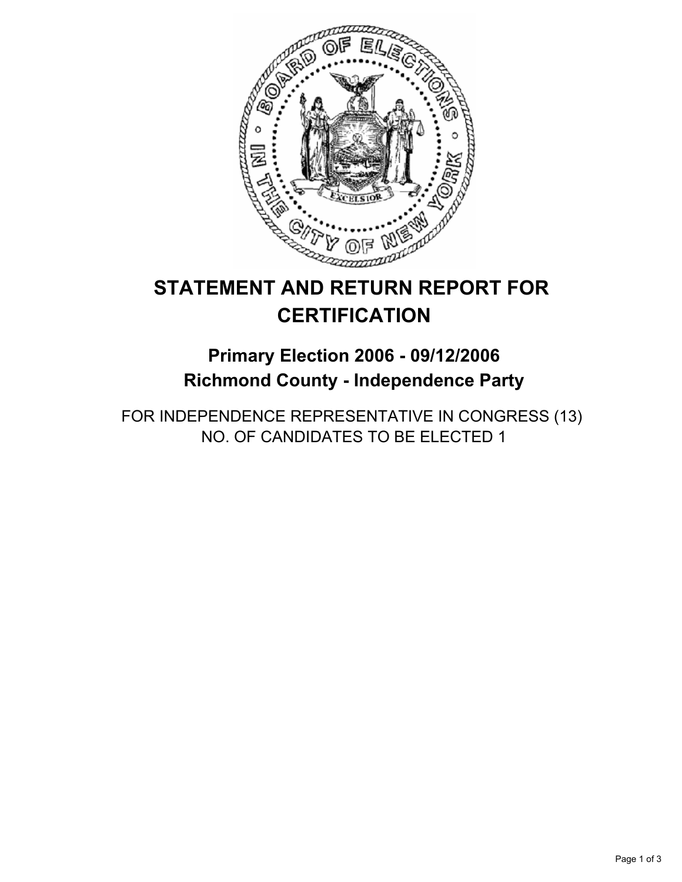# STATEMENT AND RETURN REPORT FOR CERTIFICATION

## Primary Election 2006 - 09/12/2006
## Richmond County - Independence Party

FOR INDEPENDENCE REPRESENTATIVE IN CONGRESS (13)
NO. OF CANDIDATES TO BE ELECTED 1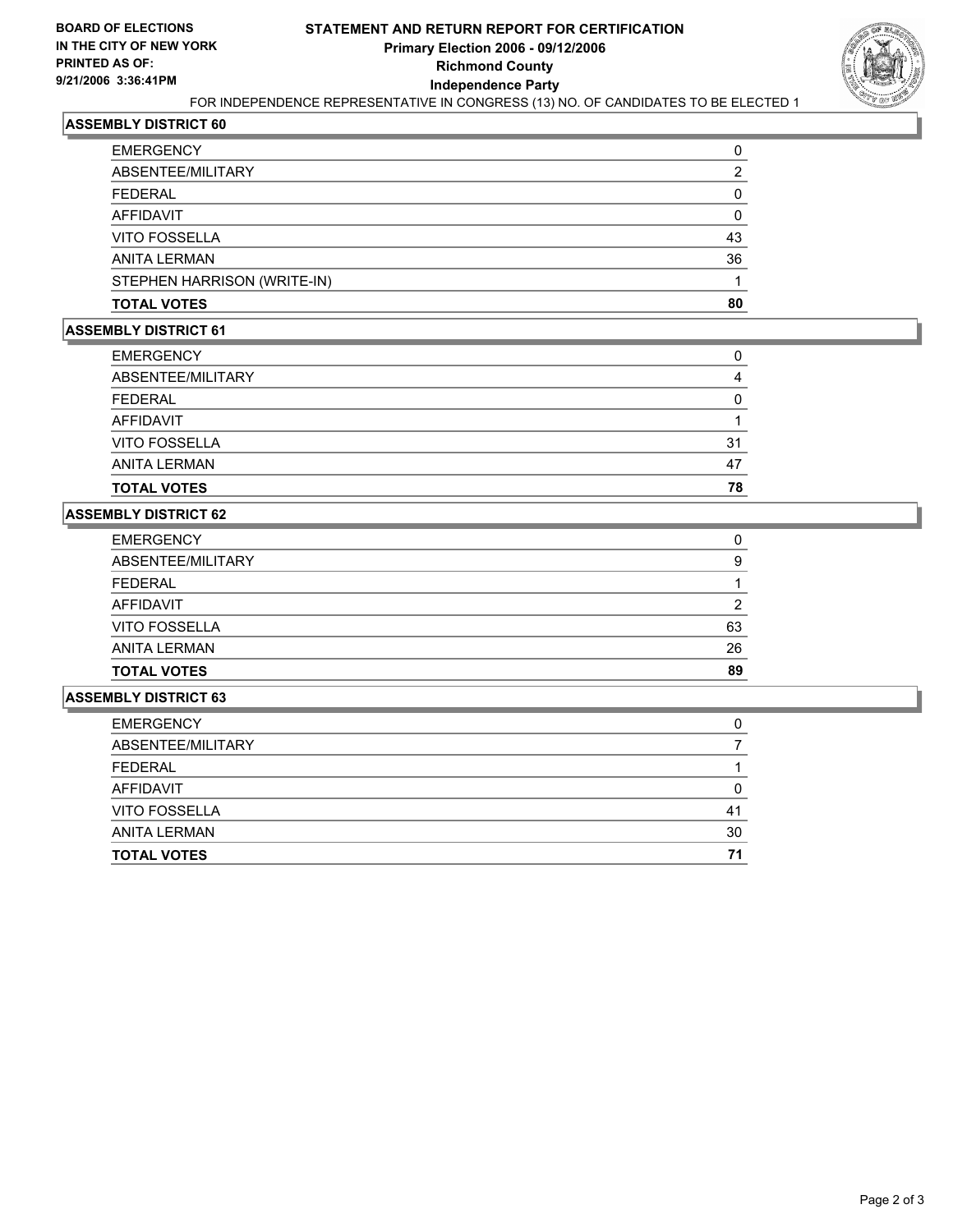**BOARD OF ELECTIONS IN THE CITY OF NEW YORK PRINTED AS OF: 9/21/2006 3:36:41PM**

# STATEMENT AND RETURN REPORT FOR CERTIFICATION
## Primary Election 2006 - 09/12/2006
## Richmond County
## Independence Party

FOR INDEPENDENCE REPRESENTATIVE IN CONGRESS (13) NO. OF CANDIDATES TO BE ELECTED 1

### ASSEMBLY DISTRICT 60

| | |
|---|---|
| EMERGENCY | 0 |
| ABSENTEE/MILITARY | 2 |
| FEDERAL | 0 |
| AFFIDAVIT | 0 |
| VITO FOSSELLA | 43 |
| ANITA LERMAN | 36 |
| STEPHEN HARRISON (WRITE-IN) | 1 |
| **TOTAL VOTES** | **80** |

### ASSEMBLY DISTRICT 61

| | |
|---|---|
| EMERGENCY | 0 |
| ABSENTEE/MILITARY | 4 |
| FEDERAL | 0 |
| AFFIDAVIT | 1 |
| VITO FOSSELLA | 31 |
| ANITA LERMAN | 47 |
| **TOTAL VOTES** | **78** |

### ASSEMBLY DISTRICT 62

| | |
|---|---|
| EMERGENCY | 0 |
| ABSENTEE/MILITARY | 9 |
| FEDERAL | 1 |
| AFFIDAVIT | 2 |
| VITO FOSSELLA | 63 |
| ANITA LERMAN | 26 |
| **TOTAL VOTES** | **89** |

### ASSEMBLY DISTRICT 63

| | |
|---|---|
| EMERGENCY | 0 |
| ABSENTEE/MILITARY | 7 |
| FEDERAL | 1 |
| AFFIDAVIT | 0 |
| VITO FOSSELLA | 41 |
| ANITA LERMAN | 30 |
| **TOTAL VOTES** | **71** |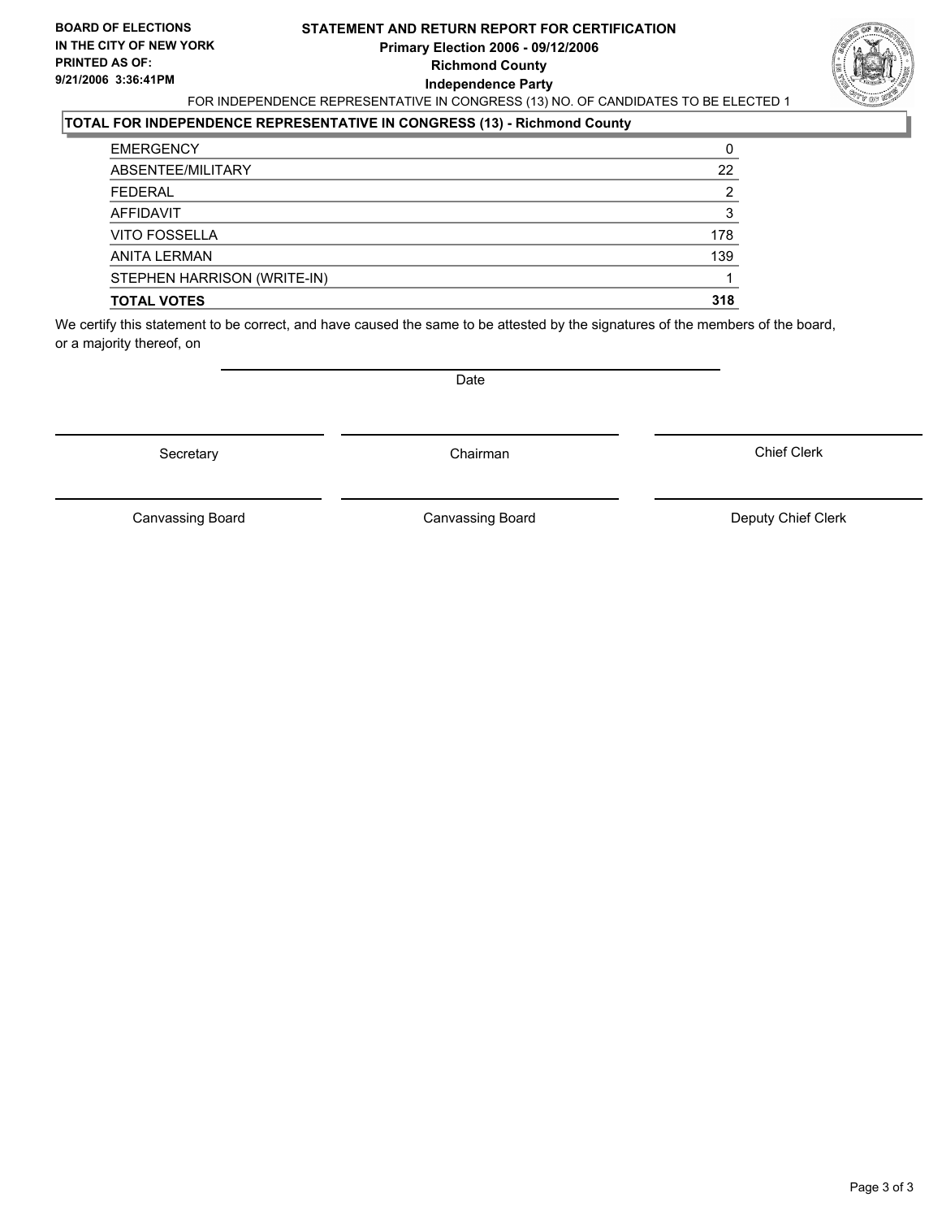**BOARD OF ELECTIONS IN THE CITY OF NEW YORK PRINTED AS OF: 9/21/2006 3:36:41PM**

# STATEMENT AND RETURN REPORT FOR CERTIFICATION
## Primary Election 2006 - 09/12/2006
## Richmond County
## Independence Party

FOR INDEPENDENCE REPRESENTATIVE IN CONGRESS (13) NO. OF CANDIDATES TO BE ELECTED 1

**TOTAL FOR INDEPENDENCE REPRESENTATIVE IN CONGRESS (13) - Richmond County**

| | |
|---|---|
| EMERGENCY | 0 |
| ABSENTEE/MILITARY | 22 |
| FEDERAL | 2 |
| AFFIDAVIT | 3 |
| VITO FOSSELLA | 178 |
| ANITA LERMAN | 139 |
| STEPHEN HARRISON (WRITE-IN) | 1 |
| **TOTAL VOTES** | **318** |

We certify this statement to be correct, and have caused the same to be attested by the signatures of the members of the board, or a majority thereof, on

Date

Secretary | Chairman | Chief Clerk

Canvassing Board | Canvassing Board | Deputy Chief Clerk